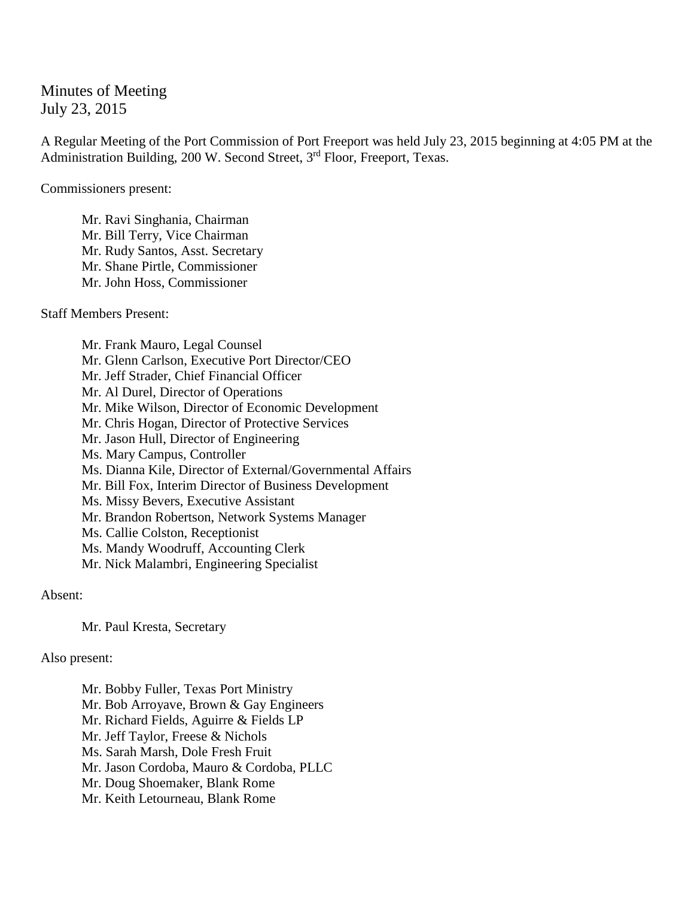# Minutes of Meeting
July 23, 2015

A Regular Meeting of the Port Commission of Port Freeport was held July 23, 2015 beginning at 4:05 PM at the Administration Building, 200 W. Second Street, 3rd Floor, Freeport, Texas.

Commissioners present:

Mr. Ravi Singhania, Chairman
Mr. Bill Terry, Vice Chairman
Mr. Rudy Santos, Asst. Secretary
Mr. Shane Pirtle, Commissioner
Mr. John Hoss, Commissioner

Staff Members Present:

Mr. Frank Mauro, Legal Counsel
Mr. Glenn Carlson, Executive Port Director/CEO
Mr. Jeff Strader, Chief Financial Officer
Mr. Al Durel, Director of Operations
Mr. Mike Wilson, Director of Economic Development
Mr. Chris Hogan, Director of Protective Services
Mr. Jason Hull, Director of Engineering
Ms. Mary Campus, Controller
Ms. Dianna Kile, Director of External/Governmental Affairs
Mr. Bill Fox, Interim Director of Business Development
Ms. Missy Bevers, Executive Assistant
Mr. Brandon Robertson, Network Systems Manager
Ms. Callie Colston, Receptionist
Ms. Mandy Woodruff, Accounting Clerk
Mr. Nick Malambri, Engineering Specialist

Absent:

Mr. Paul Kresta, Secretary

Also present:

Mr. Bobby Fuller, Texas Port Ministry
Mr. Bob Arroyave, Brown & Gay Engineers
Mr. Richard Fields, Aguirre & Fields LP
Mr. Jeff Taylor, Freese & Nichols
Ms. Sarah Marsh, Dole Fresh Fruit
Mr. Jason Cordoba, Mauro & Cordoba, PLLC
Mr. Doug Shoemaker, Blank Rome
Mr. Keith Letourneau, Blank Rome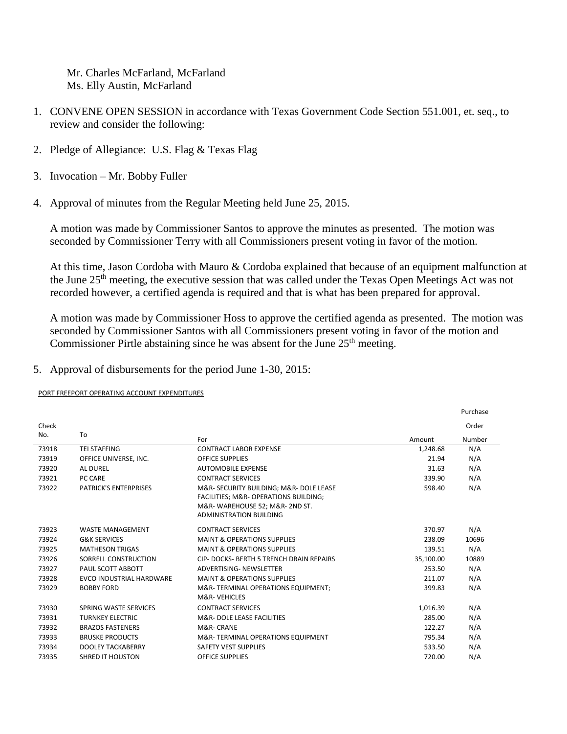Mr. Charles McFarland, McFarland
Ms. Elly Austin, McFarland

1. CONVENE OPEN SESSION in accordance with Texas Government Code Section 551.001, et. seq., to review and consider the following:

2. Pledge of Allegiance: U.S. Flag & Texas Flag

3. Invocation – Mr. Bobby Fuller

4. Approval of minutes from the Regular Meeting held June 25, 2015.

   A motion was made by Commissioner Santos to approve the minutes as presented. The motion was seconded by Commissioner Terry with all Commissioners present voting in favor of the motion.

   At this time, Jason Cordoba with Mauro & Cordoba explained that because of an equipment malfunction at the June 25th meeting, the executive session that was called under the Texas Open Meetings Act was not recorded however, a certified agenda is required and that is what has been prepared for approval.

   A motion was made by Commissioner Hoss to approve the certified agenda as presented. The motion was seconded by Commissioner Santos with all Commissioners present voting in favor of the motion and Commissioner Pirtle abstaining since he was absent for the June 25th meeting.

5. Approval of disbursements for the period June 1-30, 2015:

PORT FREEPORT OPERATING ACCOUNT EXPENDITURES

| Check No. | To | For | Amount | Purchase Order Number |
|---|---|---|---|---|
| 73918 | TEI STAFFING | CONTRACT LABOR EXPENSE | 1,248.68 | N/A |
| 73919 | OFFICE UNIVERSE, INC. | OFFICE SUPPLIES | 21.94 | N/A |
| 73920 | AL DUREL | AUTOMOBILE EXPENSE | 31.63 | N/A |
| 73921 | PC CARE | CONTRACT SERVICES | 339.90 | N/A |
| 73922 | PATRICK'S ENTERPRISES | M&R- SECURITY BUILDING; M&R- DOLE LEASE FACILITIES; M&R- OPERATIONS BUILDING; M&R- WAREHOUSE 52; M&R- 2ND ST. ADMINISTRATION BUILDING | 598.40 | N/A |
| 73923 | WASTE MANAGEMENT | CONTRACT SERVICES | 370.97 | N/A |
| 73924 | G&K SERVICES | MAINT & OPERATIONS SUPPLIES | 238.09 | 10696 |
| 73925 | MATHESON TRIGAS | MAINT & OPERATIONS SUPPLIES | 139.51 | N/A |
| 73926 | SORRELL CONSTRUCTION | CIP- DOCKS- BERTH 5 TRENCH DRAIN REPAIRS | 35,100.00 | 10889 |
| 73927 | PAUL SCOTT ABBOTT | ADVERTISING- NEWSLETTER | 253.50 | N/A |
| 73928 | EVCO INDUSTRIAL HARDWARE | MAINT & OPERATIONS SUPPLIES | 211.07 | N/A |
| 73929 | BOBBY FORD | M&R- TERMINAL OPERATIONS EQUIPMENT; M&R- VEHICLES | 399.83 | N/A |
| 73930 | SPRING WASTE SERVICES | CONTRACT SERVICES | 1,016.39 | N/A |
| 73931 | TURNKEY ELECTRIC | M&R- DOLE LEASE FACILITIES | 285.00 | N/A |
| 73932 | BRAZOS FASTENERS | M&R- CRANE | 122.27 | N/A |
| 73933 | BRUSKE PRODUCTS | M&R- TERMINAL OPERATIONS EQUIPMENT | 795.34 | N/A |
| 73934 | DOOLEY TACKABERRY | SAFETY VEST SUPPLIES | 533.50 | N/A |
| 73935 | SHRED IT HOUSTON | OFFICE SUPPLIES | 720.00 | N/A |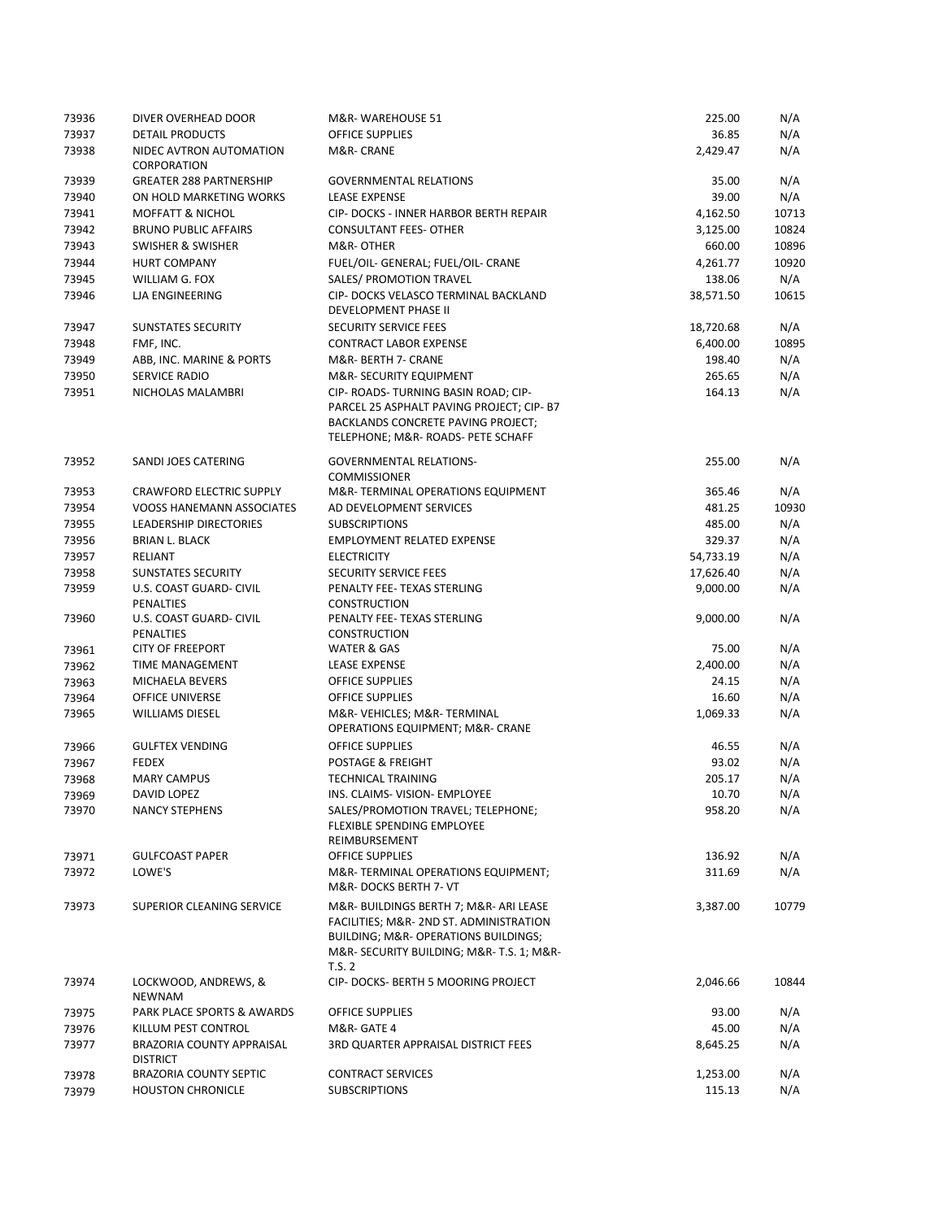| | | | | |
|---|---|---|---|---|
| 73936 | DIVER OVERHEAD DOOR | M&R- WAREHOUSE 51 | 225.00 | N/A |
| 73937 | DETAIL PRODUCTS | OFFICE SUPPLIES | 36.85 | N/A |
| 73938 | NIDEC AVTRON AUTOMATION CORPORATION | M&R- CRANE | 2,429.47 | N/A |
| 73939 | GREATER 288 PARTNERSHIP | GOVERNMENTAL RELATIONS | 35.00 | N/A |
| 73940 | ON HOLD MARKETING WORKS | LEASE EXPENSE | 39.00 | N/A |
| 73941 | MOFFATT & NICHOL | CIP- DOCKS - INNER HARBOR BERTH REPAIR | 4,162.50 | 10713 |
| 73942 | BRUNO PUBLIC AFFAIRS | CONSULTANT FEES- OTHER | 3,125.00 | 10824 |
| 73943 | SWISHER & SWISHER | M&R- OTHER | 660.00 | 10896 |
| 73944 | HURT COMPANY | FUEL/OIL- GENERAL; FUEL/OIL- CRANE | 4,261.77 | 10920 |
| 73945 | WILLIAM G. FOX | SALES/ PROMOTION TRAVEL | 138.06 | N/A |
| 73946 | LJA ENGINEERING | CIP- DOCKS VELASCO TERMINAL BACKLAND DEVELOPMENT PHASE II | 38,571.50 | 10615 |
| 73947 | SUNSTATES SECURITY | SECURITY SERVICE FEES | 18,720.68 | N/A |
| 73948 | FMF, INC. | CONTRACT LABOR EXPENSE | 6,400.00 | 10895 |
| 73949 | ABB, INC. MARINE & PORTS | M&R- BERTH 7- CRANE | 198.40 | N/A |
| 73950 | SERVICE RADIO | M&R- SECURITY EQUIPMENT | 265.65 | N/A |
| 73951 | NICHOLAS MALAMBRI | CIP- ROADS- TURNING BASIN ROAD; CIP- PARCEL 25 ASPHALT PAVING PROJECT; CIP- B7 BACKLANDS CONCRETE PAVING PROJECT; TELEPHONE; M&R- ROADS- PETE SCHAFF | 164.13 | N/A |
| 73952 | SANDI JOES CATERING | GOVERNMENTAL RELATIONS- COMMISSIONER | 255.00 | N/A |
| 73953 | CRAWFORD ELECTRIC SUPPLY | M&R- TERMINAL OPERATIONS EQUIPMENT | 365.46 | N/A |
| 73954 | VOOSS HANEMANN ASSOCIATES | AD DEVELOPMENT SERVICES | 481.25 | 10930 |
| 73955 | LEADERSHIP DIRECTORIES | SUBSCRIPTIONS | 485.00 | N/A |
| 73956 | BRIAN L. BLACK | EMPLOYMENT RELATED EXPENSE | 329.37 | N/A |
| 73957 | RELIANT | ELECTRICITY | 54,733.19 | N/A |
| 73958 | SUNSTATES SECURITY | SECURITY SERVICE FEES | 17,626.40 | N/A |
| 73959 | U.S. COAST GUARD- CIVIL PENALTIES | PENALTY FEE- TEXAS STERLING CONSTRUCTION | 9,000.00 | N/A |
| 73960 | U.S. COAST GUARD- CIVIL PENALTIES | PENALTY FEE- TEXAS STERLING CONSTRUCTION | 9,000.00 | N/A |
| 73961 | CITY OF FREEPORT | WATER & GAS | 75.00 | N/A |
| 73962 | TIME MANAGEMENT | LEASE EXPENSE | 2,400.00 | N/A |
| 73963 | MICHAELA BEVERS | OFFICE SUPPLIES | 24.15 | N/A |
| 73964 | OFFICE UNIVERSE | OFFICE SUPPLIES | 16.60 | N/A |
| 73965 | WILLIAMS DIESEL | M&R- VEHICLES; M&R- TERMINAL OPERATIONS EQUIPMENT; M&R- CRANE | 1,069.33 | N/A |
| 73966 | GULFTEX VENDING | OFFICE SUPPLIES | 46.55 | N/A |
| 73967 | FEDEX | POSTAGE & FREIGHT | 93.02 | N/A |
| 73968 | MARY CAMPUS | TECHNICAL TRAINING | 205.17 | N/A |
| 73969 | DAVID LOPEZ | INS. CLAIMS- VISION- EMPLOYEE | 10.70 | N/A |
| 73970 | NANCY STEPHENS | SALES/PROMOTION TRAVEL; TELEPHONE; FLEXIBLE SPENDING EMPLOYEE REIMBURSEMENT | 958.20 | N/A |
| 73971 | GULFCOAST PAPER | OFFICE SUPPLIES | 136.92 | N/A |
| 73972 | LOWE'S | M&R- TERMINAL OPERATIONS EQUIPMENT; M&R- DOCKS BERTH 7- VT | 311.69 | N/A |
| 73973 | SUPERIOR CLEANING SERVICE | M&R- BUILDINGS BERTH 7; M&R- ARI LEASE FACILITIES; M&R- 2ND ST. ADMINISTRATION BUILDING; M&R- OPERATIONS BUILDINGS; M&R- SECURITY BUILDING; M&R- T.S. 1; M&R- T.S. 2 | 3,387.00 | 10779 |
| 73974 | LOCKWOOD, ANDREWS, & NEWNAM | CIP- DOCKS- BERTH 5 MOORING PROJECT | 2,046.66 | 10844 |
| 73975 | PARK PLACE SPORTS & AWARDS | OFFICE SUPPLIES | 93.00 | N/A |
| 73976 | KILLUM PEST CONTROL | M&R- GATE 4 | 45.00 | N/A |
| 73977 | BRAZORIA COUNTY APPRAISAL DISTRICT | 3RD QUARTER APPRAISAL DISTRICT FEES | 8,645.25 | N/A |
| 73978 | BRAZORIA COUNTY SEPTIC | CONTRACT SERVICES | 1,253.00 | N/A |
| 73979 | HOUSTON CHRONICLE | SUBSCRIPTIONS | 115.13 | N/A |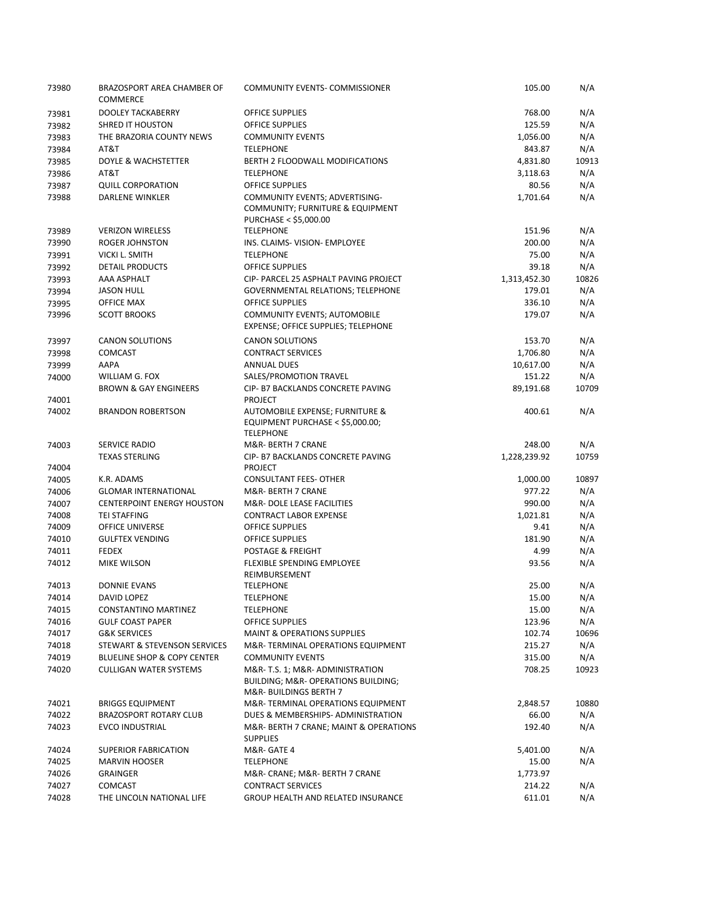| | | | | |
|---|---|---|---|---|
| 73980 | BRAZOSPORT AREA CHAMBER OF COMMERCE | COMMUNITY EVENTS- COMMISSIONER | 105.00 | N/A |
| 73981 | DOOLEY TACKABERRY | OFFICE SUPPLIES | 768.00 | N/A |
| 73982 | SHRED IT HOUSTON | OFFICE SUPPLIES | 125.59 | N/A |
| 73983 | THE BRAZORIA COUNTY NEWS | COMMUNITY EVENTS | 1,056.00 | N/A |
| 73984 | AT&T | TELEPHONE | 843.87 | N/A |
| 73985 | DOYLE & WACHSTETTER | BERTH 2 FLOODWALL MODIFICATIONS | 4,831.80 | 10913 |
| 73986 | AT&T | TELEPHONE | 3,118.63 | N/A |
| 73987 | QUILL CORPORATION | OFFICE SUPPLIES | 80.56 | N/A |
| 73988 | DARLENE WINKLER | COMMUNITY EVENTS; ADVERTISING- COMMUNITY; FURNITURE & EQUIPMENT PURCHASE < $5,000.00 | 1,701.64 | N/A |
| 73989 | VERIZON WIRELESS | TELEPHONE | 151.96 | N/A |
| 73990 | ROGER JOHNSTON | INS. CLAIMS- VISION- EMPLOYEE | 200.00 | N/A |
| 73991 | VICKI L. SMITH | TELEPHONE | 75.00 | N/A |
| 73992 | DETAIL PRODUCTS | OFFICE SUPPLIES | 39.18 | N/A |
| 73993 | AAA ASPHALT | CIP- PARCEL 25 ASPHALT PAVING PROJECT | 1,313,452.30 | 10826 |
| 73994 | JASON HULL | GOVERNMENTAL RELATIONS; TELEPHONE | 179.01 | N/A |
| 73995 | OFFICE MAX | OFFICE SUPPLIES | 336.10 | N/A |
| 73996 | SCOTT BROOKS | COMMUNITY EVENTS; AUTOMOBILE EXPENSE; OFFICE SUPPLIES; TELEPHONE | 179.07 | N/A |
| 73997 | CANON SOLUTIONS | CANON SOLUTIONS | 153.70 | N/A |
| 73998 | COMCAST | CONTRACT SERVICES | 1,706.80 | N/A |
| 73999 | AAPA | ANNUAL DUES | 10,617.00 | N/A |
| 74000 | WILLIAM G. FOX | SALES/PROMOTION TRAVEL | 151.22 | N/A |
| 74001 | BROWN & GAY ENGINEERS | CIP- B7 BACKLANDS CONCRETE PAVING PROJECT | 89,191.68 | 10709 |
| 74002 | BRANDON ROBERTSON | AUTOMOBILE EXPENSE; FURNITURE & EQUIPMENT PURCHASE < $5,000.00; TELEPHONE | 400.61 | N/A |
| 74003 | SERVICE RADIO | M&R- BERTH 7 CRANE | 248.00 | N/A |
| 74004 | TEXAS STERLING | CIP- B7 BACKLANDS CONCRETE PAVING PROJECT | 1,228,239.92 | 10759 |
| 74005 | K.R. ADAMS | CONSULTANT FEES- OTHER | 1,000.00 | 10897 |
| 74006 | GLOMAR INTERNATIONAL | M&R- BERTH 7 CRANE | 977.22 | N/A |
| 74007 | CENTERPOINT ENERGY HOUSTON | M&R- DOLE LEASE FACILITIES | 990.00 | N/A |
| 74008 | TEI STAFFING | CONTRACT LABOR EXPENSE | 1,021.81 | N/A |
| 74009 | OFFICE UNIVERSE | OFFICE SUPPLIES | 9.41 | N/A |
| 74010 | GULFTEX VENDING | OFFICE SUPPLIES | 181.90 | N/A |
| 74011 | FEDEX | POSTAGE & FREIGHT | 4.99 | N/A |
| 74012 | MIKE WILSON | FLEXIBLE SPENDING EMPLOYEE REIMBURSEMENT | 93.56 | N/A |
| 74013 | DONNIE EVANS | TELEPHONE | 25.00 | N/A |
| 74014 | DAVID LOPEZ | TELEPHONE | 15.00 | N/A |
| 74015 | CONSTANTINO MARTINEZ | TELEPHONE | 15.00 | N/A |
| 74016 | GULF COAST PAPER | OFFICE SUPPLIES | 123.96 | N/A |
| 74017 | G&K SERVICES | MAINT & OPERATIONS SUPPLIES | 102.74 | 10696 |
| 74018 | STEWART & STEVENSON SERVICES | M&R- TERMINAL OPERATIONS EQUIPMENT | 215.27 | N/A |
| 74019 | BLUELINE SHOP & COPY CENTER | COMMUNITY EVENTS | 315.00 | N/A |
| 74020 | CULLIGAN WATER SYSTEMS | M&R- T.S. 1; M&R- ADMINISTRATION BUILDING; M&R- OPERATIONS BUILDING; M&R- BUILDINGS BERTH 7 | 708.25 | 10923 |
| 74021 | BRIGGS EQUIPMENT | M&R- TERMINAL OPERATIONS EQUIPMENT | 2,848.57 | 10880 |
| 74022 | BRAZOSPORT ROTARY CLUB | DUES & MEMBERSHIPS- ADMINISTRATION | 66.00 | N/A |
| 74023 | EVCO INDUSTRIAL | M&R- BERTH 7 CRANE; MAINT & OPERATIONS SUPPLIES | 192.40 | N/A |
| 74024 | SUPERIOR FABRICATION | M&R- GATE 4 | 5,401.00 | N/A |
| 74025 | MARVIN HOOSER | TELEPHONE | 15.00 | N/A |
| 74026 | GRAINGER | M&R- CRANE; M&R- BERTH 7 CRANE | 1,773.97 | |
| 74027 | COMCAST | CONTRACT SERVICES | 214.22 | N/A |
| 74028 | THE LINCOLN NATIONAL LIFE | GROUP HEALTH AND RELATED INSURANCE | 611.01 | N/A |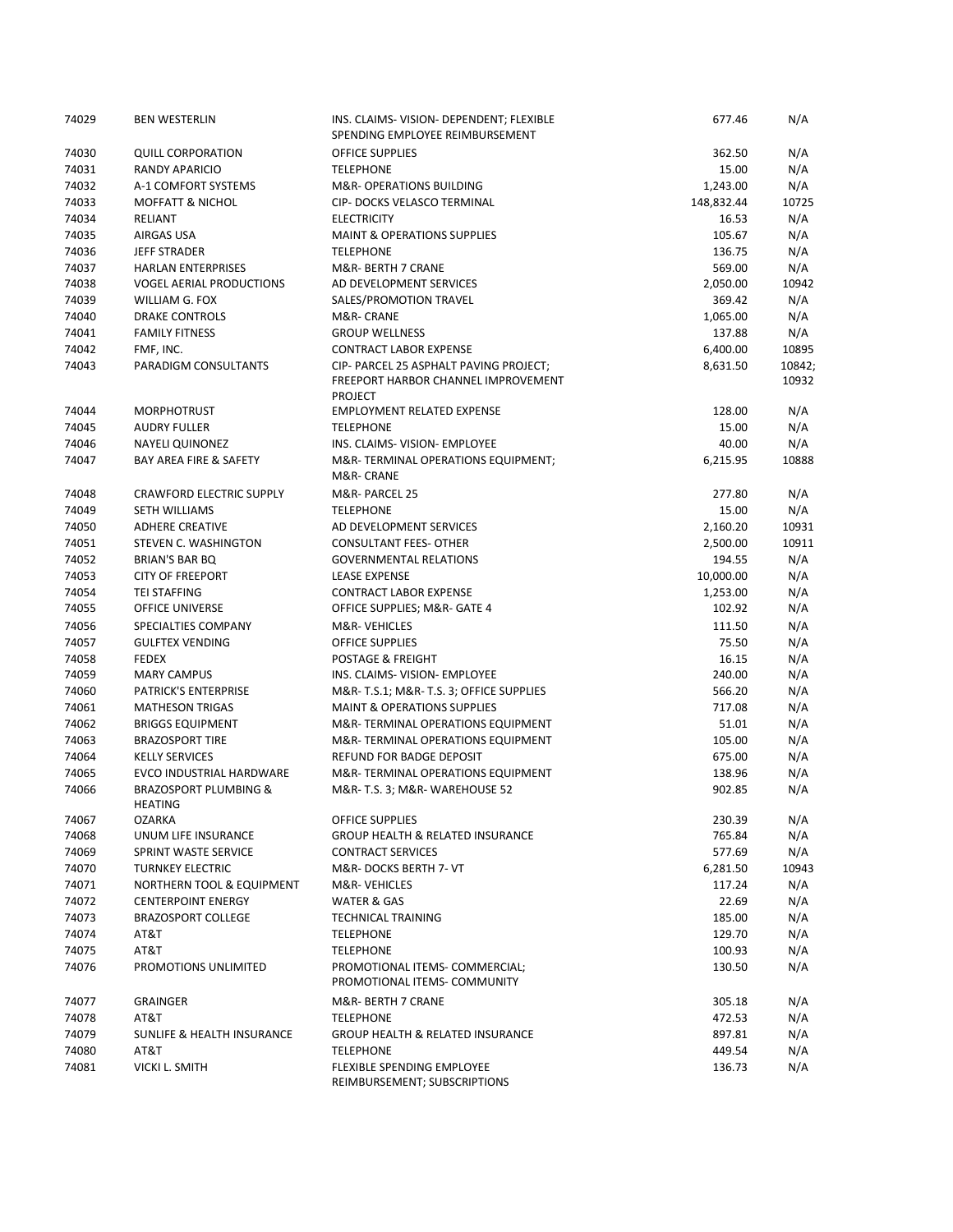| | | | | |
|---|---|---|---|---|
| 74029 | BEN WESTERLIN | INS. CLAIMS- VISION- DEPENDENT; FLEXIBLE SPENDING EMPLOYEE REIMBURSEMENT | 677.46 | N/A |
| 74030 | QUILL CORPORATION | OFFICE SUPPLIES | 362.50 | N/A |
| 74031 | RANDY APARICIO | TELEPHONE | 15.00 | N/A |
| 74032 | A-1 COMFORT SYSTEMS | M&R- OPERATIONS BUILDING | 1,243.00 | N/A |
| 74033 | MOFFATT & NICHOL | CIP- DOCKS VELASCO TERMINAL | 148,832.44 | 10725 |
| 74034 | RELIANT | ELECTRICITY | 16.53 | N/A |
| 74035 | AIRGAS USA | MAINT & OPERATIONS SUPPLIES | 105.67 | N/A |
| 74036 | JEFF STRADER | TELEPHONE | 136.75 | N/A |
| 74037 | HARLAN ENTERPRISES | M&R- BERTH 7 CRANE | 569.00 | N/A |
| 74038 | VOGEL AERIAL PRODUCTIONS | AD DEVELOPMENT SERVICES | 2,050.00 | 10942 |
| 74039 | WILLIAM G. FOX | SALES/PROMOTION TRAVEL | 369.42 | N/A |
| 74040 | DRAKE CONTROLS | M&R- CRANE | 1,065.00 | N/A |
| 74041 | FAMILY FITNESS | GROUP WELLNESS | 137.88 | N/A |
| 74042 | FMF, INC. | CONTRACT LABOR EXPENSE | 6,400.00 | 10895 |
| 74043 | PARADIGM CONSULTANTS | CIP- PARCEL 25 ASPHALT PAVING PROJECT; FREEPORT HARBOR CHANNEL IMPROVEMENT PROJECT | 8,631.50 | 10842; 10932 |
| 74044 | MORPHOTRUST | EMPLOYMENT RELATED EXPENSE | 128.00 | N/A |
| 74045 | AUDRY FULLER | TELEPHONE | 15.00 | N/A |
| 74046 | NAYELI QUINONEZ | INS. CLAIMS- VISION- EMPLOYEE | 40.00 | N/A |
| 74047 | BAY AREA FIRE & SAFETY | M&R- TERMINAL OPERATIONS EQUIPMENT; M&R- CRANE | 6,215.95 | 10888 |
| 74048 | CRAWFORD ELECTRIC SUPPLY | M&R- PARCEL 25 | 277.80 | N/A |
| 74049 | SETH WILLIAMS | TELEPHONE | 15.00 | N/A |
| 74050 | ADHERE CREATIVE | AD DEVELOPMENT SERVICES | 2,160.20 | 10931 |
| 74051 | STEVEN C. WASHINGTON | CONSULTANT FEES- OTHER | 2,500.00 | 10911 |
| 74052 | BRIAN'S BAR BQ | GOVERNMENTAL RELATIONS | 194.55 | N/A |
| 74053 | CITY OF FREEPORT | LEASE EXPENSE | 10,000.00 | N/A |
| 74054 | TEI STAFFING | CONTRACT LABOR EXPENSE | 1,253.00 | N/A |
| 74055 | OFFICE UNIVERSE | OFFICE SUPPLIES; M&R- GATE 4 | 102.92 | N/A |
| 74056 | SPECIALTIES COMPANY | M&R- VEHICLES | 111.50 | N/A |
| 74057 | GULFTEX VENDING | OFFICE SUPPLIES | 75.50 | N/A |
| 74058 | FEDEX | POSTAGE & FREIGHT | 16.15 | N/A |
| 74059 | MARY CAMPUS | INS. CLAIMS- VISION- EMPLOYEE | 240.00 | N/A |
| 74060 | PATRICK'S ENTERPRISE | M&R- T.S.1; M&R- T.S. 3; OFFICE SUPPLIES | 566.20 | N/A |
| 74061 | MATHESON TRIGAS | MAINT & OPERATIONS SUPPLIES | 717.08 | N/A |
| 74062 | BRIGGS EQUIPMENT | M&R- TERMINAL OPERATIONS EQUIPMENT | 51.01 | N/A |
| 74063 | BRAZOSPORT TIRE | M&R- TERMINAL OPERATIONS EQUIPMENT | 105.00 | N/A |
| 74064 | KELLY SERVICES | REFUND FOR BADGE DEPOSIT | 675.00 | N/A |
| 74065 | EVCO INDUSTRIAL HARDWARE | M&R- TERMINAL OPERATIONS EQUIPMENT | 138.96 | N/A |
| 74066 | BRAZOSPORT PLUMBING & HEATING | M&R- T.S. 3; M&R- WAREHOUSE 52 | 902.85 | N/A |
| 74067 | OZARKA | OFFICE SUPPLIES | 230.39 | N/A |
| 74068 | UNUM LIFE INSURANCE | GROUP HEALTH & RELATED INSURANCE | 765.84 | N/A |
| 74069 | SPRINT WASTE SERVICE | CONTRACT SERVICES | 577.69 | N/A |
| 74070 | TURNKEY ELECTRIC | M&R- DOCKS BERTH 7- VT | 6,281.50 | 10943 |
| 74071 | NORTHERN TOOL & EQUIPMENT | M&R- VEHICLES | 117.24 | N/A |
| 74072 | CENTERPOINT ENERGY | WATER & GAS | 22.69 | N/A |
| 74073 | BRAZOSPORT COLLEGE | TECHNICAL TRAINING | 185.00 | N/A |
| 74074 | AT&T | TELEPHONE | 129.70 | N/A |
| 74075 | AT&T | TELEPHONE | 100.93 | N/A |
| 74076 | PROMOTIONS UNLIMITED | PROMOTIONAL ITEMS- COMMERCIAL; PROMOTIONAL ITEMS- COMMUNITY | 130.50 | N/A |
| 74077 | GRAINGER | M&R- BERTH 7 CRANE | 305.18 | N/A |
| 74078 | AT&T | TELEPHONE | 472.53 | N/A |
| 74079 | SUNLIFE & HEALTH INSURANCE | GROUP HEALTH & RELATED INSURANCE | 897.81 | N/A |
| 74080 | AT&T | TELEPHONE | 449.54 | N/A |
| 74081 | VICKI L. SMITH | FLEXIBLE SPENDING EMPLOYEE REIMBURSEMENT; SUBSCRIPTIONS | 136.73 | N/A |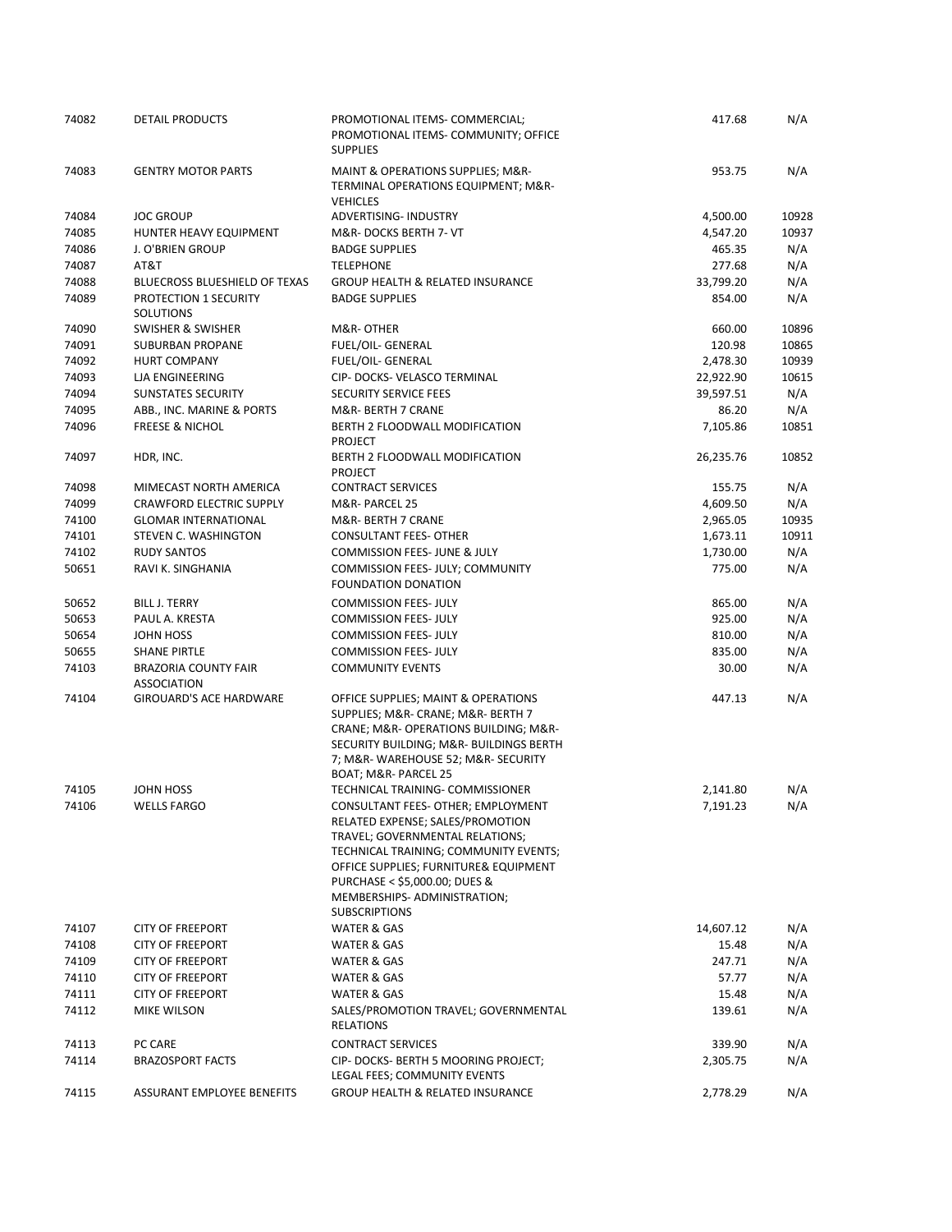| | | | | |
|---|---|---|---|---|
| 74082 | DETAIL PRODUCTS | PROMOTIONAL ITEMS- COMMERCIAL; PROMOTIONAL ITEMS- COMMUNITY; OFFICE SUPPLIES | 417.68 | N/A |
| 74083 | GENTRY MOTOR PARTS | MAINT & OPERATIONS SUPPLIES; M&R- TERMINAL OPERATIONS EQUIPMENT; M&R- VEHICLES | 953.75 | N/A |
| 74084 | JOC GROUP | ADVERTISING- INDUSTRY | 4,500.00 | 10928 |
| 74085 | HUNTER HEAVY EQUIPMENT | M&R- DOCKS BERTH 7- VT | 4,547.20 | 10937 |
| 74086 | J. O'BRIEN GROUP | BADGE SUPPLIES | 465.35 | N/A |
| 74087 | AT&T | TELEPHONE | 277.68 | N/A |
| 74088 | BLUECROSS BLUESHIELD OF TEXAS | GROUP HEALTH & RELATED INSURANCE | 33,799.20 | N/A |
| 74089 | PROTECTION 1 SECURITY SOLUTIONS | BADGE SUPPLIES | 854.00 | N/A |
| 74090 | SWISHER & SWISHER | M&R- OTHER | 660.00 | 10896 |
| 74091 | SUBURBAN PROPANE | FUEL/OIL- GENERAL | 120.98 | 10865 |
| 74092 | HURT COMPANY | FUEL/OIL- GENERAL | 2,478.30 | 10939 |
| 74093 | LJA ENGINEERING | CIP- DOCKS- VELASCO TERMINAL | 22,922.90 | 10615 |
| 74094 | SUNSTATES SECURITY | SECURITY SERVICE FEES | 39,597.51 | N/A |
| 74095 | ABB., INC. MARINE & PORTS | M&R- BERTH 7 CRANE | 86.20 | N/A |
| 74096 | FREESE & NICHOL | BERTH 2 FLOODWALL MODIFICATION PROJECT | 7,105.86 | 10851 |
| 74097 | HDR, INC. | BERTH 2 FLOODWALL MODIFICATION PROJECT | 26,235.76 | 10852 |
| 74098 | MIMECAST NORTH AMERICA | CONTRACT SERVICES | 155.75 | N/A |
| 74099 | CRAWFORD ELECTRIC SUPPLY | M&R- PARCEL 25 | 4,609.50 | N/A |
| 74100 | GLOMAR INTERNATIONAL | M&R- BERTH 7 CRANE | 2,965.05 | 10935 |
| 74101 | STEVEN C. WASHINGTON | CONSULTANT FEES- OTHER | 1,673.11 | 10911 |
| 74102 | RUDY SANTOS | COMMISSION FEES- JUNE & JULY | 1,730.00 | N/A |
| 50651 | RAVI K. SINGHANIA | COMMISSION FEES- JULY; COMMUNITY FOUNDATION DONATION | 775.00 | N/A |
| 50652 | BILL J. TERRY | COMMISSION FEES- JULY | 865.00 | N/A |
| 50653 | PAUL A. KRESTA | COMMISSION FEES- JULY | 925.00 | N/A |
| 50654 | JOHN HOSS | COMMISSION FEES- JULY | 810.00 | N/A |
| 50655 | SHANE PIRTLE | COMMISSION FEES- JULY | 835.00 | N/A |
| 74103 | BRAZORIA COUNTY FAIR ASSOCIATION | COMMUNITY EVENTS | 30.00 | N/A |
| 74104 | GIROUARD'S ACE HARDWARE | OFFICE SUPPLIES; MAINT & OPERATIONS SUPPLIES; M&R- CRANE; M&R- BERTH 7 CRANE; M&R- OPERATIONS BUILDING; M&R- SECURITY BUILDING; M&R- BUILDINGS BERTH 7; M&R- WAREHOUSE 52; M&R- SECURITY BOAT; M&R- PARCEL 25 | 447.13 | N/A |
| 74105 | JOHN HOSS | TECHNICAL TRAINING- COMMISSIONER | 2,141.80 | N/A |
| 74106 | WELLS FARGO | CONSULTANT FEES- OTHER; EMPLOYMENT RELATED EXPENSE; SALES/PROMOTION TRAVEL; GOVERNMENTAL RELATIONS; TECHNICAL TRAINING; COMMUNITY EVENTS; OFFICE SUPPLIES; FURNITURE& EQUIPMENT PURCHASE < $5,000.00; DUES & MEMBERSHIPS- ADMINISTRATION; SUBSCRIPTIONS | 7,191.23 | N/A |
| 74107 | CITY OF FREEPORT | WATER & GAS | 14,607.12 | N/A |
| 74108 | CITY OF FREEPORT | WATER & GAS | 15.48 | N/A |
| 74109 | CITY OF FREEPORT | WATER & GAS | 247.71 | N/A |
| 74110 | CITY OF FREEPORT | WATER & GAS | 57.77 | N/A |
| 74111 | CITY OF FREEPORT | WATER & GAS | 15.48 | N/A |
| 74112 | MIKE WILSON | SALES/PROMOTION TRAVEL; GOVERNMENTAL RELATIONS | 139.61 | N/A |
| 74113 | PC CARE | CONTRACT SERVICES | 339.90 | N/A |
| 74114 | BRAZOSPORT FACTS | CIP- DOCKS- BERTH 5 MOORING PROJECT; LEGAL FEES; COMMUNITY EVENTS | 2,305.75 | N/A |
| 74115 | ASSURANT EMPLOYEE BENEFITS | GROUP HEALTH & RELATED INSURANCE | 2,778.29 | N/A |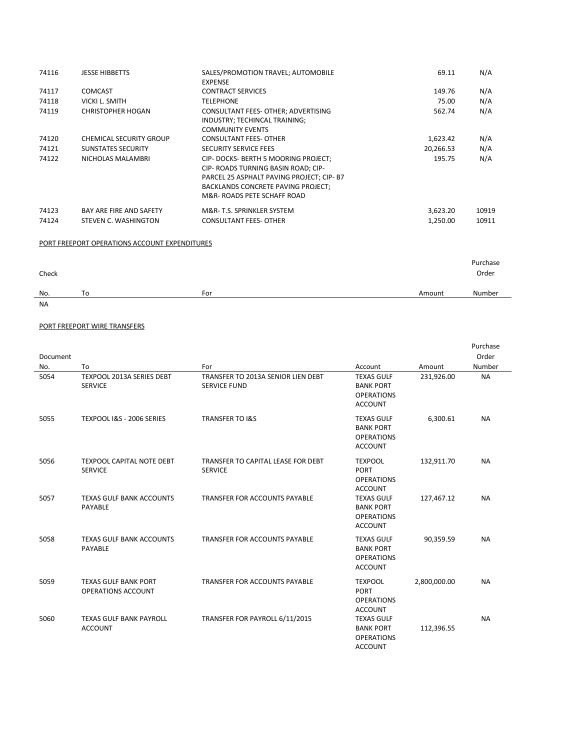| | | | | |
|---|---|---|---|---|
| 74116 | JESSE HIBBETTS | SALES/PROMOTION TRAVEL; AUTOMOBILE EXPENSE | 69.11 | N/A |
| 74117 | COMCAST | CONTRACT SERVICES | 149.76 | N/A |
| 74118 | VICKI L. SMITH | TELEPHONE | 75.00 | N/A |
| 74119 | CHRISTOPHER HOGAN | CONSULTANT FEES- OTHER; ADVERTISING INDUSTRY; TECHINCAL TRAINING; COMMUNITY EVENTS | 562.74 | N/A |
| 74120 | CHEMICAL SECURITY GROUP | CONSULTANT FEES- OTHER | 1,623.42 | N/A |
| 74121 | SUNSTATES SECURITY | SECURITY SERVICE FEES | 20,266.53 | N/A |
| 74122 | NICHOLAS MALAMBRI | CIP- DOCKS- BERTH 5 MOORING PROJECT; CIP- ROADS TURNING BASIN ROAD; CIP- PARCEL 25 ASPHALT PAVING PROJECT; CIP- B7 BACKLANDS CONCRETE PAVING PROJECT; M&R- ROADS PETE SCHAFF ROAD | 195.75 | N/A |
| 74123 | BAY ARE FIRE AND SAFETY | M&R- T.S. SPRINKLER SYSTEM | 3,623.20 | 10919 |
| 74124 | STEVEN C. WASHINGTON | CONSULTANT FEES- OTHER | 1,250.00 | 10911 |

PORT FREEPORT OPERATIONS ACCOUNT EXPENDITURES

| Check No. | To | For | Amount | Purchase Order Number |
|---|---|---|---|---|
| NA | | | | |

PORT FREEPORT WIRE TRANSFERS

| Document No. | To | For | Account | Amount | Purchase Order Number |
|---|---|---|---|---|---|
| 5054 | TEXPOOL 2013A SERIES DEBT SERVICE | TRANSFER TO 2013A SENIOR LIEN DEBT SERVICE FUND | TEXAS GULF BANK PORT OPERATIONS ACCOUNT | 231,926.00 | NA |
| 5055 | TEXPOOL I&S - 2006 SERIES | TRANSFER TO I&S | TEXAS GULF BANK PORT OPERATIONS ACCOUNT | 6,300.61 | NA |
| 5056 | TEXPOOL CAPITAL NOTE DEBT SERVICE | TRANSFER TO CAPITAL LEASE FOR DEBT SERVICE | TEXPOOL PORT OPERATIONS ACCOUNT | 132,911.70 | NA |
| 5057 | TEXAS GULF BANK ACCOUNTS PAYABLE | TRANSFER FOR ACCOUNTS PAYABLE | TEXAS GULF BANK PORT OPERATIONS ACCOUNT | 127,467.12 | NA |
| 5058 | TEXAS GULF BANK ACCOUNTS PAYABLE | TRANSFER FOR ACCOUNTS PAYABLE | TEXAS GULF BANK PORT OPERATIONS ACCOUNT | 90,359.59 | NA |
| 5059 | TEXAS GULF BANK PORT OPERATIONS ACCOUNT | TRANSFER FOR ACCOUNTS PAYABLE | TEXPOOL PORT OPERATIONS ACCOUNT | 2,800,000.00 | NA |
| 5060 | TEXAS GULF BANK PAYROLL ACCOUNT | TRANSFER FOR PAYROLL 6/11/2015 | TEXAS GULF BANK PORT OPERATIONS ACCOUNT | 112,396.55 | NA |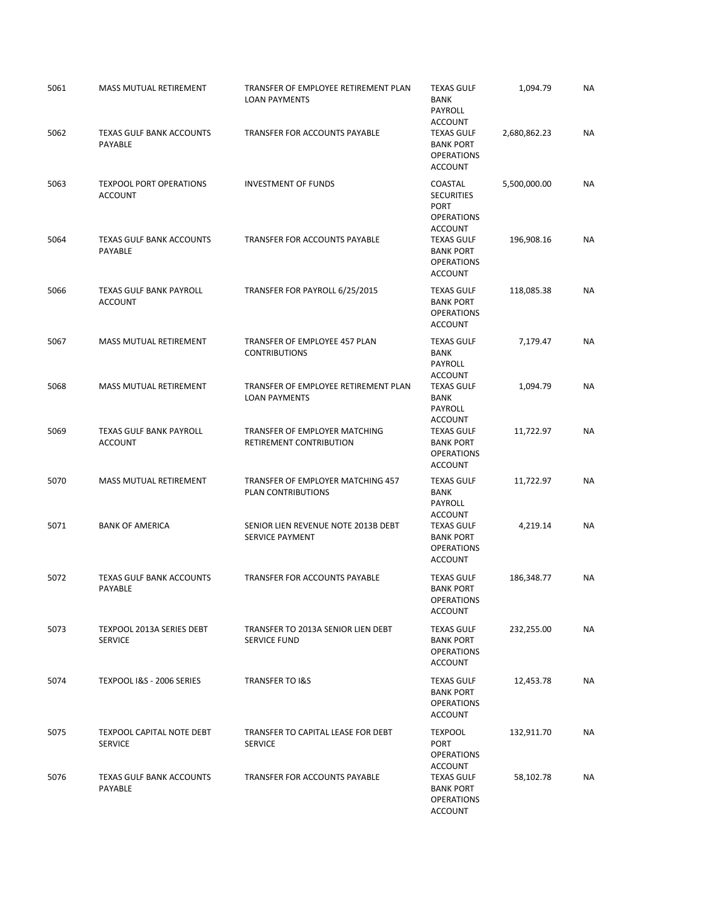| | | | | | |
|---|---|---|---|---|---|
| 5061 | MASS MUTUAL RETIREMENT | TRANSFER OF EMPLOYEE RETIREMENT PLAN LOAN PAYMENTS | TEXAS GULF BANK PAYROLL ACCOUNT | 1,094.79 | NA |
| 5062 | TEXAS GULF BANK ACCOUNTS PAYABLE | TRANSFER FOR ACCOUNTS PAYABLE | TEXAS GULF BANK PORT OPERATIONS ACCOUNT | 2,680,862.23 | NA |
| 5063 | TEXPOOL PORT OPERATIONS ACCOUNT | INVESTMENT OF FUNDS | COASTAL SECURITIES PORT OPERATIONS ACCOUNT | 5,500,000.00 | NA |
| 5064 | TEXAS GULF BANK ACCOUNTS PAYABLE | TRANSFER FOR ACCOUNTS PAYABLE | TEXAS GULF BANK PORT OPERATIONS ACCOUNT | 196,908.16 | NA |
| 5066 | TEXAS GULF BANK PAYROLL ACCOUNT | TRANSFER FOR PAYROLL 6/25/2015 | TEXAS GULF BANK PORT OPERATIONS ACCOUNT | 118,085.38 | NA |
| 5067 | MASS MUTUAL RETIREMENT | TRANSFER OF EMPLOYEE 457 PLAN CONTRIBUTIONS | TEXAS GULF BANK PAYROLL ACCOUNT | 7,179.47 | NA |
| 5068 | MASS MUTUAL RETIREMENT | TRANSFER OF EMPLOYEE RETIREMENT PLAN LOAN PAYMENTS | TEXAS GULF BANK PAYROLL ACCOUNT | 1,094.79 | NA |
| 5069 | TEXAS GULF BANK PAYROLL ACCOUNT | TRANSFER OF EMPLOYER MATCHING RETIREMENT CONTRIBUTION | TEXAS GULF BANK PORT OPERATIONS ACCOUNT | 11,722.97 | NA |
| 5070 | MASS MUTUAL RETIREMENT | TRANSFER OF EMPLOYER MATCHING 457 PLAN CONTRIBUTIONS | TEXAS GULF BANK PAYROLL ACCOUNT | 11,722.97 | NA |
| 5071 | BANK OF AMERICA | SENIOR LIEN REVENUE NOTE 2013B DEBT SERVICE PAYMENT | TEXAS GULF BANK PORT OPERATIONS ACCOUNT | 4,219.14 | NA |
| 5072 | TEXAS GULF BANK ACCOUNTS PAYABLE | TRANSFER FOR ACCOUNTS PAYABLE | TEXAS GULF BANK PORT OPERATIONS ACCOUNT | 186,348.77 | NA |
| 5073 | TEXPOOL 2013A SERIES DEBT SERVICE | TRANSFER TO 2013A SENIOR LIEN DEBT SERVICE FUND | TEXAS GULF BANK PORT OPERATIONS ACCOUNT | 232,255.00 | NA |
| 5074 | TEXPOOL I&S - 2006 SERIES | TRANSFER TO I&S | TEXAS GULF BANK PORT OPERATIONS ACCOUNT | 12,453.78 | NA |
| 5075 | TEXPOOL CAPITAL NOTE DEBT SERVICE | TRANSFER TO CAPITAL LEASE FOR DEBT SERVICE | TEXPOOL PORT OPERATIONS ACCOUNT | 132,911.70 | NA |
| 5076 | TEXAS GULF BANK ACCOUNTS PAYABLE | TRANSFER FOR ACCOUNTS PAYABLE | TEXAS GULF BANK PORT OPERATIONS ACCOUNT | 58,102.78 | NA |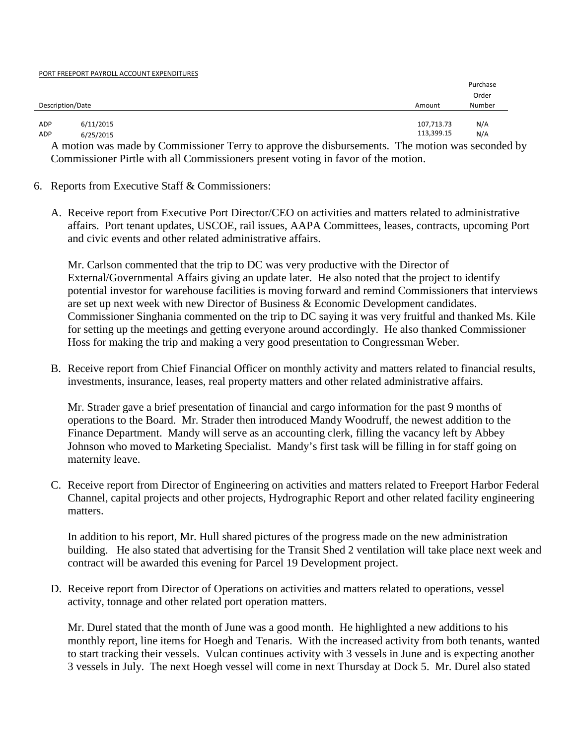PORT FREEPORT PAYROLL ACCOUNT EXPENDITURES

| Description/Date | | Amount | Purchase Order Number |
|---|---|---|---|
| ADP | 6/11/2015 | 107,713.73 | N/A |
| ADP | 6/25/2015 | 113,399.15 | N/A |

A motion was made by Commissioner Terry to approve the disbursements. The motion was seconded by Commissioner Pirtle with all Commissioners present voting in favor of the motion.

6. Reports from Executive Staff & Commissioners:

   A. Receive report from Executive Port Director/CEO on activities and matters related to administrative affairs. Port tenant updates, USCOE, rail issues, AAPA Committees, leases, contracts, upcoming Port and civic events and other related administrative affairs.

      Mr. Carlson commented that the trip to DC was very productive with the Director of External/Governmental Affairs giving an update later. He also noted that the project to identify potential investor for warehouse facilities is moving forward and remind Commissioners that interviews are set up next week with new Director of Business & Economic Development candidates. Commissioner Singhania commented on the trip to DC saying it was very fruitful and thanked Ms. Kile for setting up the meetings and getting everyone around accordingly. He also thanked Commissioner Hoss for making the trip and making a very good presentation to Congressman Weber.

   B. Receive report from Chief Financial Officer on monthly activity and matters related to financial results, investments, insurance, leases, real property matters and other related administrative affairs.

      Mr. Strader gave a brief presentation of financial and cargo information for the past 9 months of operations to the Board. Mr. Strader then introduced Mandy Woodruff, the newest addition to the Finance Department. Mandy will serve as an accounting clerk, filling the vacancy left by Abbey Johnson who moved to Marketing Specialist. Mandy's first task will be filling in for staff going on maternity leave.

   C. Receive report from Director of Engineering on activities and matters related to Freeport Harbor Federal Channel, capital projects and other projects, Hydrographic Report and other related facility engineering matters.

      In addition to his report, Mr. Hull shared pictures of the progress made on the new administration building. He also stated that advertising for the Transit Shed 2 ventilation will take place next week and contract will be awarded this evening for Parcel 19 Development project.

   D. Receive report from Director of Operations on activities and matters related to operations, vessel activity, tonnage and other related port operation matters.

      Mr. Durel stated that the month of June was a good month. He highlighted a new additions to his monthly report, line items for Hoegh and Tenaris. With the increased activity from both tenants, wanted to start tracking their vessels. Vulcan continues activity with 3 vessels in June and is expecting another 3 vessels in July. The next Hoegh vessel will come in next Thursday at Dock 5. Mr. Durel also stated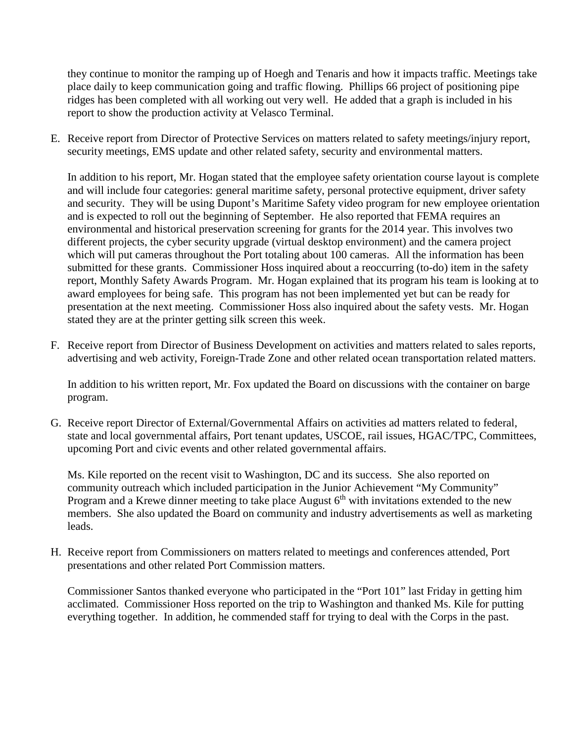they continue to monitor the ramping up of Hoegh and Tenaris and how it impacts traffic. Meetings take place daily to keep communication going and traffic flowing. Phillips 66 project of positioning pipe ridges has been completed with all working out very well. He added that a graph is included in his report to show the production activity at Velasco Terminal.

E. Receive report from Director of Protective Services on matters related to safety meetings/injury report, security meetings, EMS update and other related safety, security and environmental matters.

   In addition to his report, Mr. Hogan stated that the employee safety orientation course layout is complete and will include four categories: general maritime safety, personal protective equipment, driver safety and security. They will be using Dupont's Maritime Safety video program for new employee orientation and is expected to roll out the beginning of September. He also reported that FEMA requires an environmental and historical preservation screening for grants for the 2014 year. This involves two different projects, the cyber security upgrade (virtual desktop environment) and the camera project which will put cameras throughout the Port totaling about 100 cameras. All the information has been submitted for these grants. Commissioner Hoss inquired about a reoccurring (to-do) item in the safety report, Monthly Safety Awards Program. Mr. Hogan explained that its program his team is looking at to award employees for being safe. This program has not been implemented yet but can be ready for presentation at the next meeting. Commissioner Hoss also inquired about the safety vests. Mr. Hogan stated they are at the printer getting silk screen this week.

F. Receive report from Director of Business Development on activities and matters related to sales reports, advertising and web activity, Foreign-Trade Zone and other related ocean transportation related matters.

   In addition to his written report, Mr. Fox updated the Board on discussions with the container on barge program.

G. Receive report Director of External/Governmental Affairs on activities ad matters related to federal, state and local governmental affairs, Port tenant updates, USCOE, rail issues, HGAC/TPC, Committees, upcoming Port and civic events and other related governmental affairs.

   Ms. Kile reported on the recent visit to Washington, DC and its success. She also reported on community outreach which included participation in the Junior Achievement "My Community" Program and a Krewe dinner meeting to take place August 6th with invitations extended to the new members. She also updated the Board on community and industry advertisements as well as marketing leads.

H. Receive report from Commissioners on matters related to meetings and conferences attended, Port presentations and other related Port Commission matters.

   Commissioner Santos thanked everyone who participated in the "Port 101" last Friday in getting him acclimated. Commissioner Hoss reported on the trip to Washington and thanked Ms. Kile for putting everything together. In addition, he commended staff for trying to deal with the Corps in the past.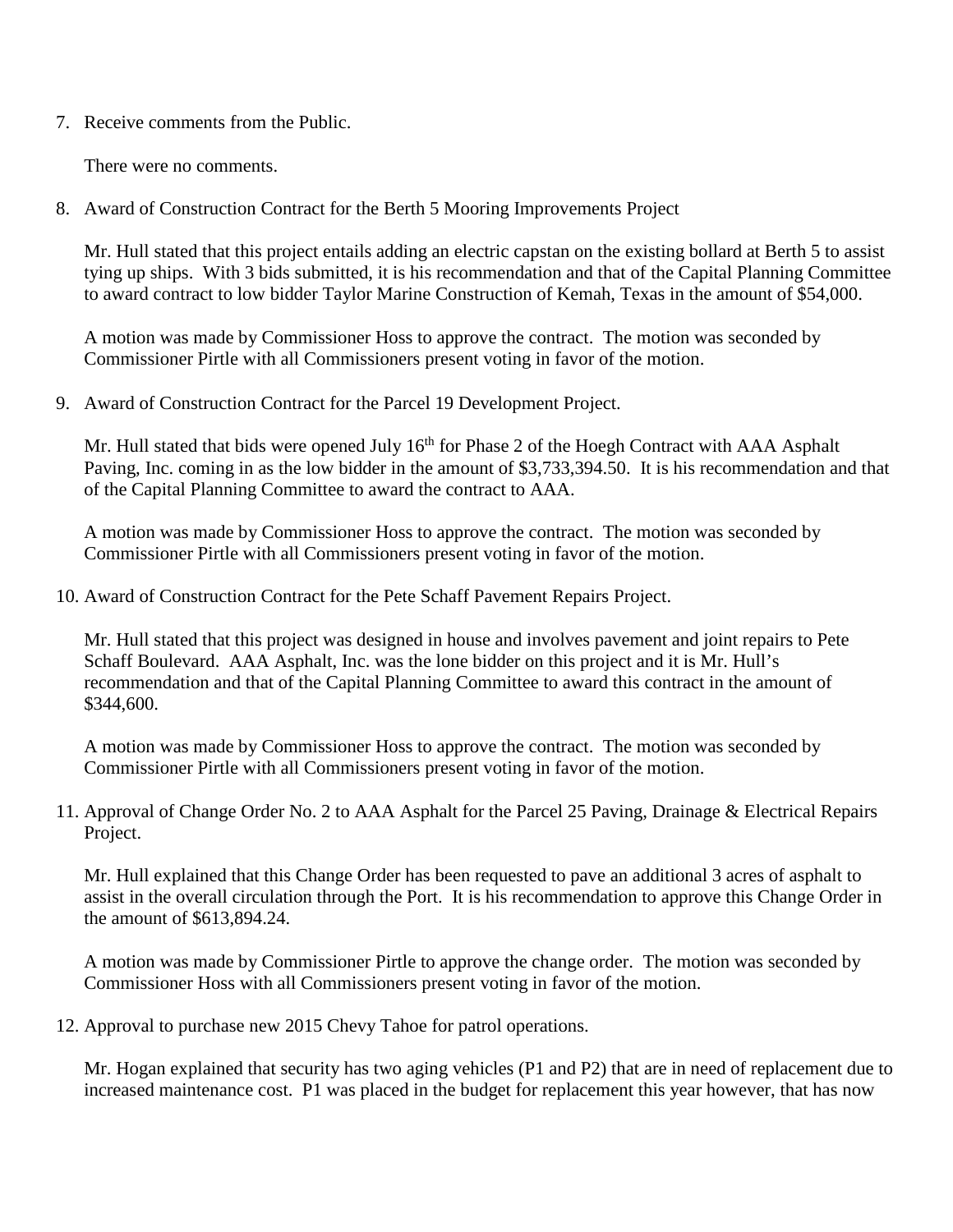7. Receive comments from the Public.

   There were no comments.

8. Award of Construction Contract for the Berth 5 Mooring Improvements Project

   Mr. Hull stated that this project entails adding an electric capstan on the existing bollard at Berth 5 to assist tying up ships. With 3 bids submitted, it is his recommendation and that of the Capital Planning Committee to award contract to low bidder Taylor Marine Construction of Kemah, Texas in the amount of $54,000.

   A motion was made by Commissioner Hoss to approve the contract. The motion was seconded by Commissioner Pirtle with all Commissioners present voting in favor of the motion.

9. Award of Construction Contract for the Parcel 19 Development Project.

   Mr. Hull stated that bids were opened July 16th for Phase 2 of the Hoegh Contract with AAA Asphalt Paving, Inc. coming in as the low bidder in the amount of $3,733,394.50. It is his recommendation and that of the Capital Planning Committee to award the contract to AAA.

   A motion was made by Commissioner Hoss to approve the contract. The motion was seconded by Commissioner Pirtle with all Commissioners present voting in favor of the motion.

10. Award of Construction Contract for the Pete Schaff Pavement Repairs Project.

    Mr. Hull stated that this project was designed in house and involves pavement and joint repairs to Pete Schaff Boulevard. AAA Asphalt, Inc. was the lone bidder on this project and it is Mr. Hull's recommendation and that of the Capital Planning Committee to award this contract in the amount of $344,600.

    A motion was made by Commissioner Hoss to approve the contract. The motion was seconded by Commissioner Pirtle with all Commissioners present voting in favor of the motion.

11. Approval of Change Order No. 2 to AAA Asphalt for the Parcel 25 Paving, Drainage & Electrical Repairs Project.

    Mr. Hull explained that this Change Order has been requested to pave an additional 3 acres of asphalt to assist in the overall circulation through the Port. It is his recommendation to approve this Change Order in the amount of $613,894.24.

    A motion was made by Commissioner Pirtle to approve the change order. The motion was seconded by Commissioner Hoss with all Commissioners present voting in favor of the motion.

12. Approval to purchase new 2015 Chevy Tahoe for patrol operations.

    Mr. Hogan explained that security has two aging vehicles (P1 and P2) that are in need of replacement due to increased maintenance cost. P1 was placed in the budget for replacement this year however, that has now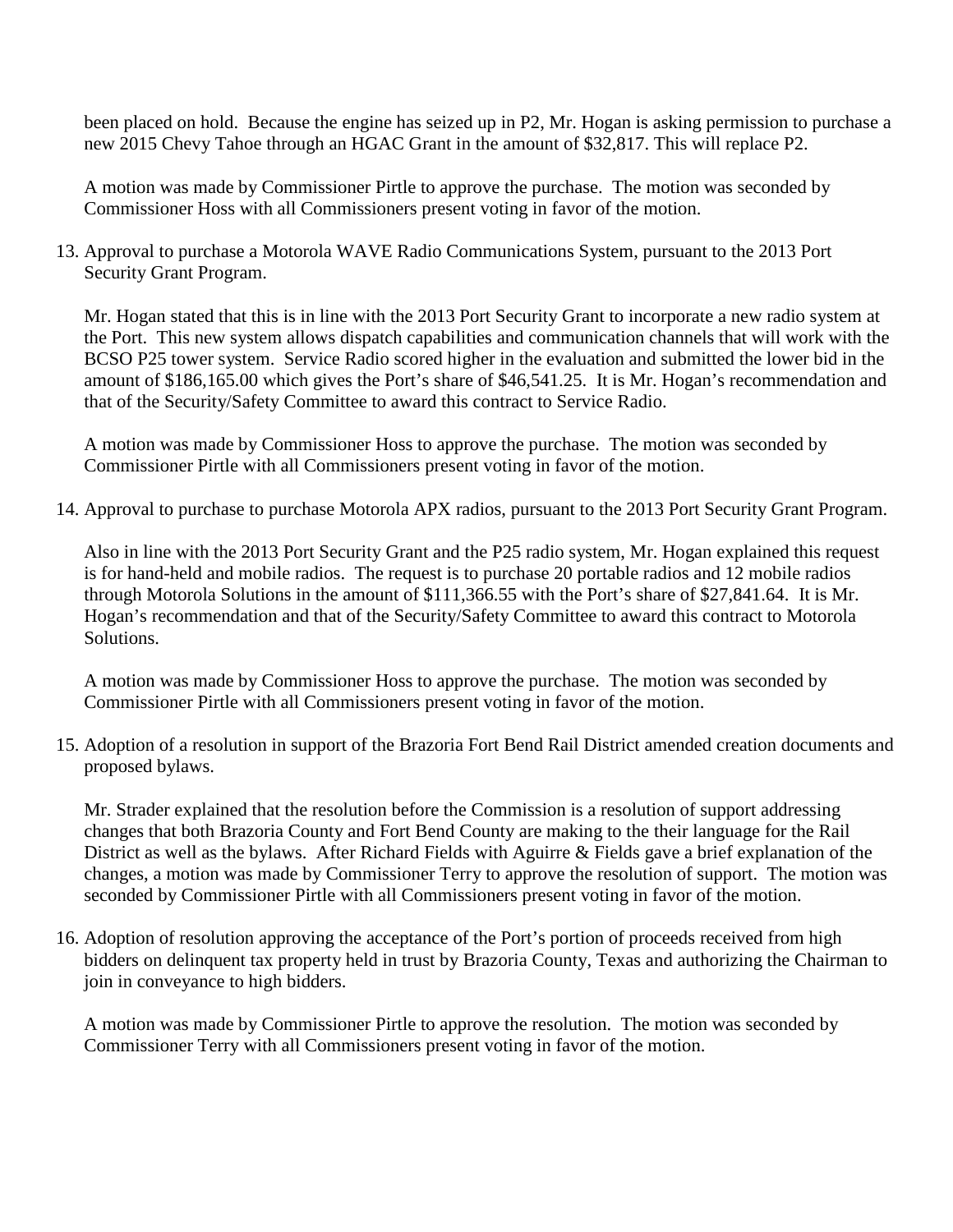been placed on hold. Because the engine has seized up in P2, Mr. Hogan is asking permission to purchase a new 2015 Chevy Tahoe through an HGAC Grant in the amount of $32,817. This will replace P2.

A motion was made by Commissioner Pirtle to approve the purchase. The motion was seconded by Commissioner Hoss with all Commissioners present voting in favor of the motion.

13. Approval to purchase a Motorola WAVE Radio Communications System, pursuant to the 2013 Port Security Grant Program.

    Mr. Hogan stated that this is in line with the 2013 Port Security Grant to incorporate a new radio system at the Port. This new system allows dispatch capabilities and communication channels that will work with the BCSO P25 tower system. Service Radio scored higher in the evaluation and submitted the lower bid in the amount of $186,165.00 which gives the Port's share of $46,541.25. It is Mr. Hogan's recommendation and that of the Security/Safety Committee to award this contract to Service Radio.

    A motion was made by Commissioner Hoss to approve the purchase. The motion was seconded by Commissioner Pirtle with all Commissioners present voting in favor of the motion.

14. Approval to purchase to purchase Motorola APX radios, pursuant to the 2013 Port Security Grant Program.

    Also in line with the 2013 Port Security Grant and the P25 radio system, Mr. Hogan explained this request is for hand-held and mobile radios. The request is to purchase 20 portable radios and 12 mobile radios through Motorola Solutions in the amount of $111,366.55 with the Port's share of $27,841.64. It is Mr. Hogan's recommendation and that of the Security/Safety Committee to award this contract to Motorola Solutions.

    A motion was made by Commissioner Hoss to approve the purchase. The motion was seconded by Commissioner Pirtle with all Commissioners present voting in favor of the motion.

15. Adoption of a resolution in support of the Brazoria Fort Bend Rail District amended creation documents and proposed bylaws.

    Mr. Strader explained that the resolution before the Commission is a resolution of support addressing changes that both Brazoria County and Fort Bend County are making to the their language for the Rail District as well as the bylaws. After Richard Fields with Aguirre & Fields gave a brief explanation of the changes, a motion was made by Commissioner Terry to approve the resolution of support. The motion was seconded by Commissioner Pirtle with all Commissioners present voting in favor of the motion.

16. Adoption of resolution approving the acceptance of the Port's portion of proceeds received from high bidders on delinquent tax property held in trust by Brazoria County, Texas and authorizing the Chairman to join in conveyance to high bidders.

    A motion was made by Commissioner Pirtle to approve the resolution. The motion was seconded by Commissioner Terry with all Commissioners present voting in favor of the motion.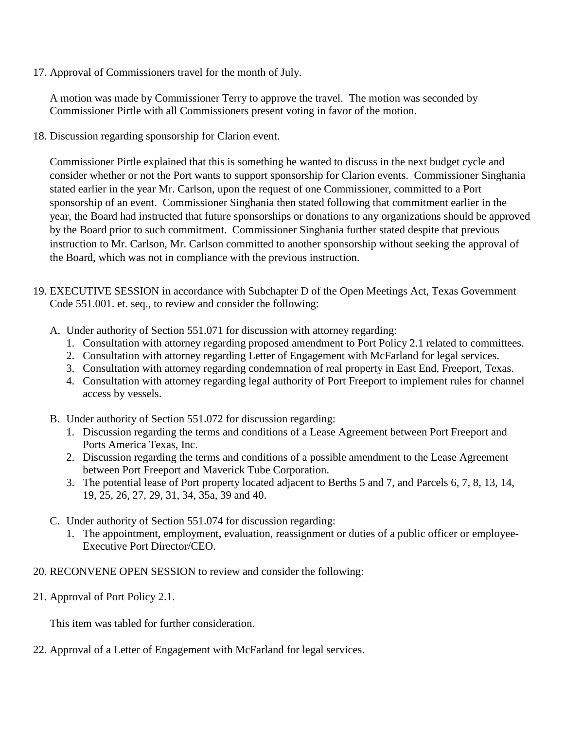17. Approval of Commissioners travel for the month of July.

    A motion was made by Commissioner Terry to approve the travel. The motion was seconded by Commissioner Pirtle with all Commissioners present voting in favor of the motion.

18. Discussion regarding sponsorship for Clarion event.

    Commissioner Pirtle explained that this is something he wanted to discuss in the next budget cycle and consider whether or not the Port wants to support sponsorship for Clarion events. Commissioner Singhania stated earlier in the year Mr. Carlson, upon the request of one Commissioner, committed to a Port sponsorship of an event. Commissioner Singhania then stated following that commitment earlier in the year, the Board had instructed that future sponsorships or donations to any organizations should be approved by the Board prior to such commitment. Commissioner Singhania further stated despite that previous instruction to Mr. Carlson, Mr. Carlson committed to another sponsorship without seeking the approval of the Board, which was not in compliance with the previous instruction.

19. EXECUTIVE SESSION in accordance with Subchapter D of the Open Meetings Act, Texas Government Code 551.001. et. seq., to review and consider the following:

    A. Under authority of Section 551.071 for discussion with attorney regarding:
        1. Consultation with attorney regarding proposed amendment to Port Policy 2.1 related to committees.
        2. Consultation with attorney regarding Letter of Engagement with McFarland for legal services.
        3. Consultation with attorney regarding condemnation of real property in East End, Freeport, Texas.
        4. Consultation with attorney regarding legal authority of Port Freeport to implement rules for channel access by vessels.

    B. Under authority of Section 551.072 for discussion regarding:
        1. Discussion regarding the terms and conditions of a Lease Agreement between Port Freeport and Ports America Texas, Inc.
        2. Discussion regarding the terms and conditions of a possible amendment to the Lease Agreement between Port Freeport and Maverick Tube Corporation.
        3. The potential lease of Port property located adjacent to Berths 5 and 7, and Parcels 6, 7, 8, 13, 14, 19, 25, 26, 27, 29, 31, 34, 35a, 39 and 40.

    C. Under authority of Section 551.074 for discussion regarding:
        1. The appointment, employment, evaluation, reassignment or duties of a public officer or employee- Executive Port Director/CEO.

20. RECONVENE OPEN SESSION to review and consider the following:

21. Approval of Port Policy 2.1.

    This item was tabled for further consideration.

22. Approval of a Letter of Engagement with McFarland for legal services.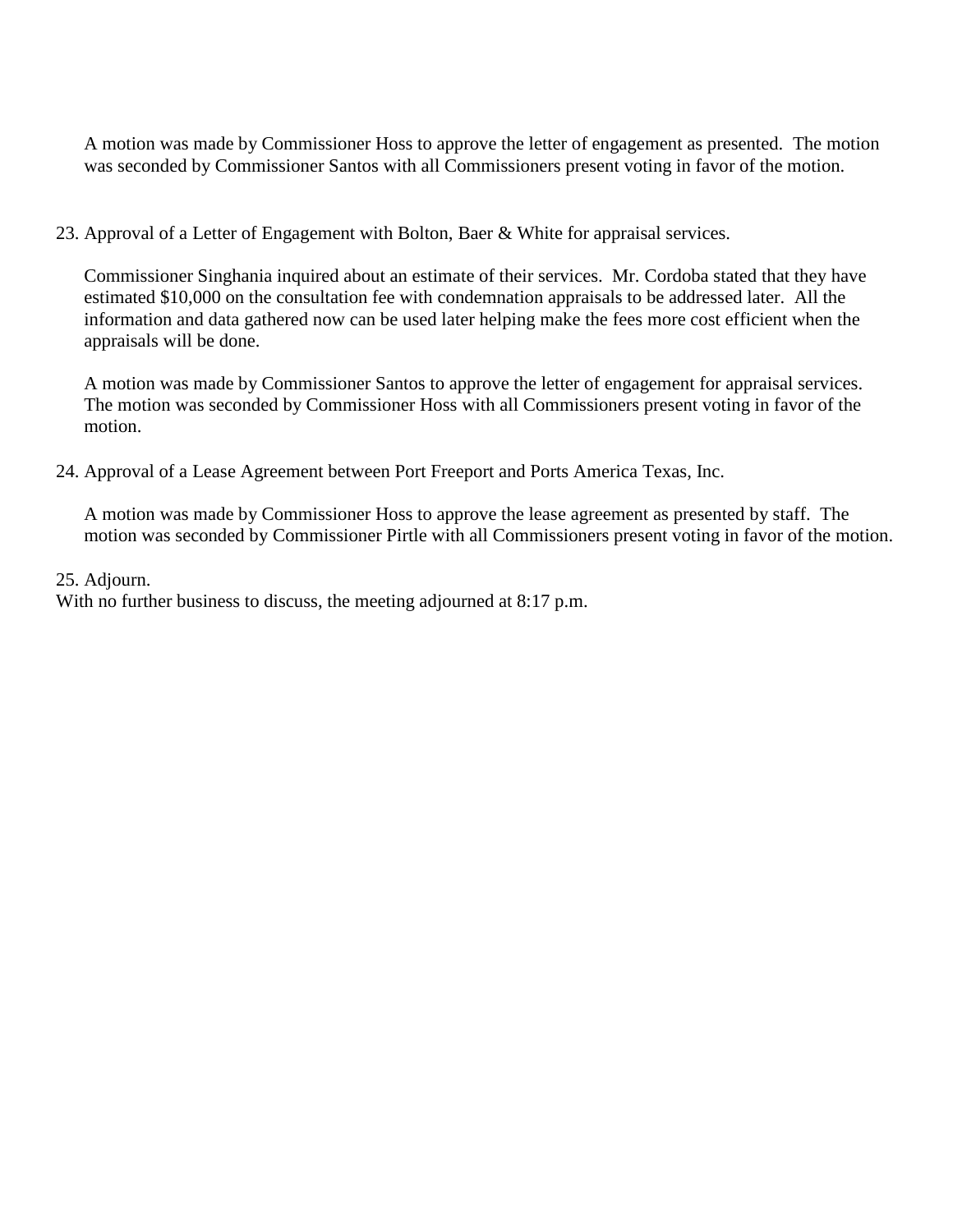A motion was made by Commissioner Hoss to approve the letter of engagement as presented. The motion was seconded by Commissioner Santos with all Commissioners present voting in favor of the motion.

23. Approval of a Letter of Engagement with Bolton, Baer & White for appraisal services.

    Commissioner Singhania inquired about an estimate of their services. Mr. Cordoba stated that they have estimated $10,000 on the consultation fee with condemnation appraisals to be addressed later. All the information and data gathered now can be used later helping make the fees more cost efficient when the appraisals will be done.

    A motion was made by Commissioner Santos to approve the letter of engagement for appraisal services. The motion was seconded by Commissioner Hoss with all Commissioners present voting in favor of the motion.

24. Approval of a Lease Agreement between Port Freeport and Ports America Texas, Inc.

    A motion was made by Commissioner Hoss to approve the lease agreement as presented by staff. The motion was seconded by Commissioner Pirtle with all Commissioners present voting in favor of the motion.

25. Adjourn.

With no further business to discuss, the meeting adjourned at 8:17 p.m.